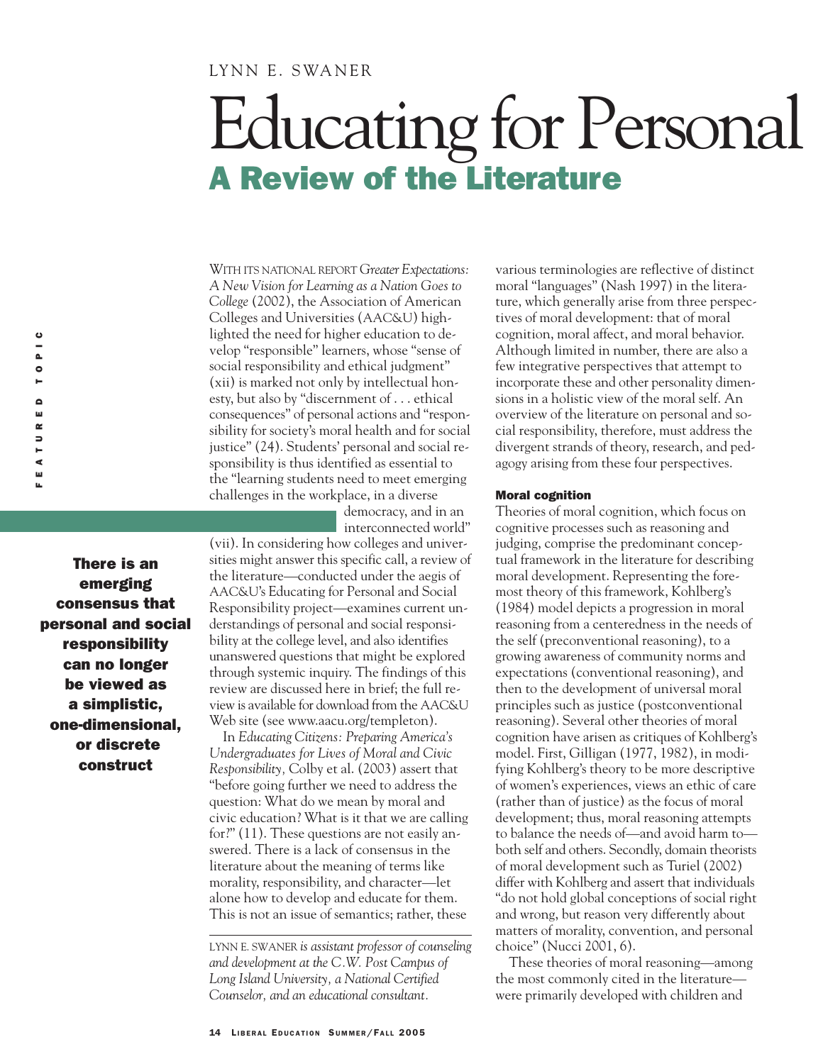LYNN E. SWANER

# Educating for Personal

## A Review of the Literature

WITH ITS NATIONAL REPORT *Greater Expectations: A New Vision for Learning as a Nation Goes to College* (2002), the Association of American Colleges and Universities (AAC&U) highlighted the need for higher education to develop "responsible" learners, whose "sense of social responsibility and ethical judgment" (xii) is marked not only by intellectual honesty, but also by "discernment of . . . ethical consequences" of personal actions and "responsibility for society's moral health and for social justice" (24). Students' personal and social responsibility is thus identified as essential to the "learning students need to meet emerging challenges in the workplace, in a diverse democracy, and in an interconnected world" (vii). In considering how colleges and universities might answer this specific call, a review of the literature—conducted under the aegis of AAC&U's Educating for Personal and Social Responsibility project—examines current understandings of personal and social responsibility at the college level, and also identifies unanswered questions that might be explored through systemic inquiry. The findings of this review are discussed here in brief; the full review is available for download from the AAC&U Web site (see www.aacu.org/templeton).

**There is an emerging consensus that personal and social responsibility can no longer be viewed as a simplistic, one-dimensional, or discrete construct**

In *Educating Citizens: Preparing America's Undergraduates for Lives of Moral and Civic Responsibility,* Colby et al. (2003) assert that "before going further we need to address the question: What do we mean by moral and civic education? What is it that we are calling for?" (11). These questions are not easily answered. There is a lack of consensus in the literature about the meaning of terms like morality, responsibility, and character—let alone how to develop and educate for them. This is not an issue of semantics; rather, these various terminologies are reflective of distinct moral "languages" (Nash 1997) in the literature, which generally arise from three perspectives of moral development: that of moral cognition, moral affect, and moral behavior. Although limited in number, there are also a few integrative perspectives that attempt to incorporate these and other personality dimensions in a holistic view of the moral self. An overview of the literature on personal and social responsibility, therefore, must address the divergent strands of theory, research, and pedagogy arising from these four perspectives.

LYNN E. SWANER *is assistant professor of counseling and development at the C.W. Post Campus of Long Island University, a National Certified Counselor, and an educational consultant.*

### Moral cognition

Theories of moral cognition, which focus on cognitive processes such as reasoning and judging, comprise the predominant conceptual framework in the literature for describing moral development. Representing the foremost theory of this framework, Kohlberg's (1984) model depicts a progression in moral reasoning from a centeredness in the needs of the self (preconventional reasoning), to a growing awareness of community norms and expectations (conventional reasoning), and then to the development of universal moral principles such as justice (postconventional reasoning). Several other theories of moral cognition have arisen as critiques of Kohlberg's model. First, Gilligan (1977, 1982), in modifying Kohlberg's theory to be more descriptive of women's experiences, views an ethic of care (rather than of justice) as the focus of moral development; thus, moral reasoning attempts to balance the needs of—and avoid harm to—both self and others. Secondly, domain theorists of moral development such as Turiel (2002) differ with Kohlberg and assert that individuals "do not hold global conceptions of social right and wrong, but reason very differently about matters of morality, convention, and personal choice" (Nucci 2001, 6).

These theories of moral reasoning—among the most commonly cited in the literature—were primarily developed with children and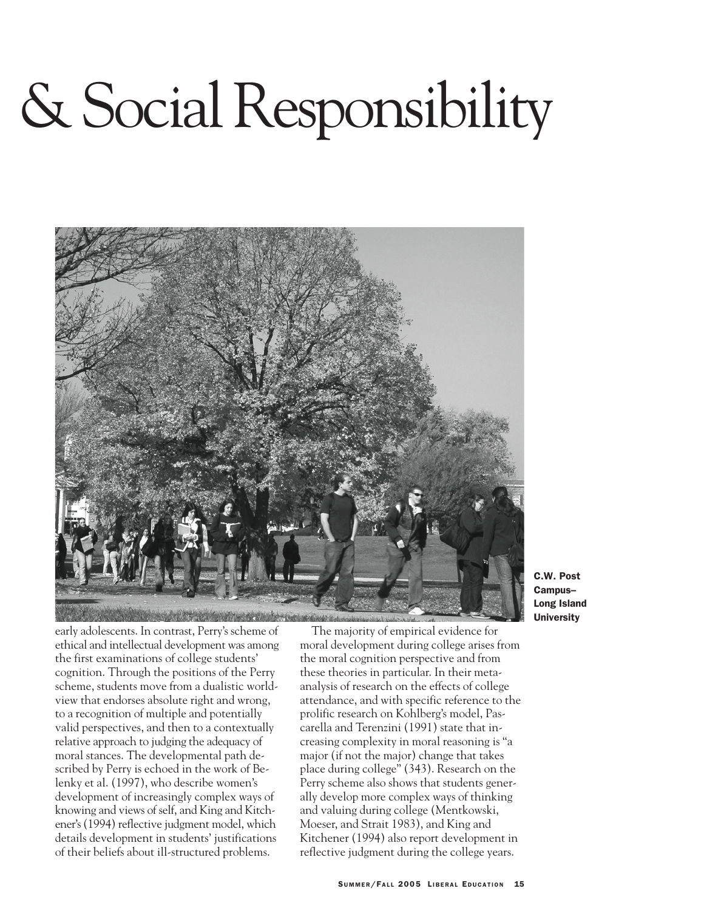# & Social Responsibility

C.W. Post Campus–Long Island University

early adolescents. In contrast, Perry's scheme of ethical and intellectual development was among the first examinations of college students' cognition. Through the positions of the Perry scheme, students move from a dualistic worldview that endorses absolute right and wrong, to a recognition of multiple and potentially valid perspectives, and then to a contextually relative approach to judging the adequacy of moral stances. The developmental path described by Perry is echoed in the work of Belenky et al. (1997), who describe women's development of increasingly complex ways of knowing and views of self, and King and Kitchener's (1994) reflective judgment model, which details development in students' justifications of their beliefs about ill-structured problems.

The majority of empirical evidence for moral development during college arises from the moral cognition perspective and from these theories in particular. In their meta-analysis of research on the effects of college attendance, and with specific reference to the prolific research on Kohlberg's model, Pascarella and Terenzini (1991) state that increasing complexity in moral reasoning is "a major (if not the major) change that takes place during college" (343). Research on the Perry scheme also shows that students generally develop more complex ways of thinking and valuing during college (Mentkowski, Moeser, and Strait 1983), and King and Kitchener (1994) also report development in reflective judgment during the college years.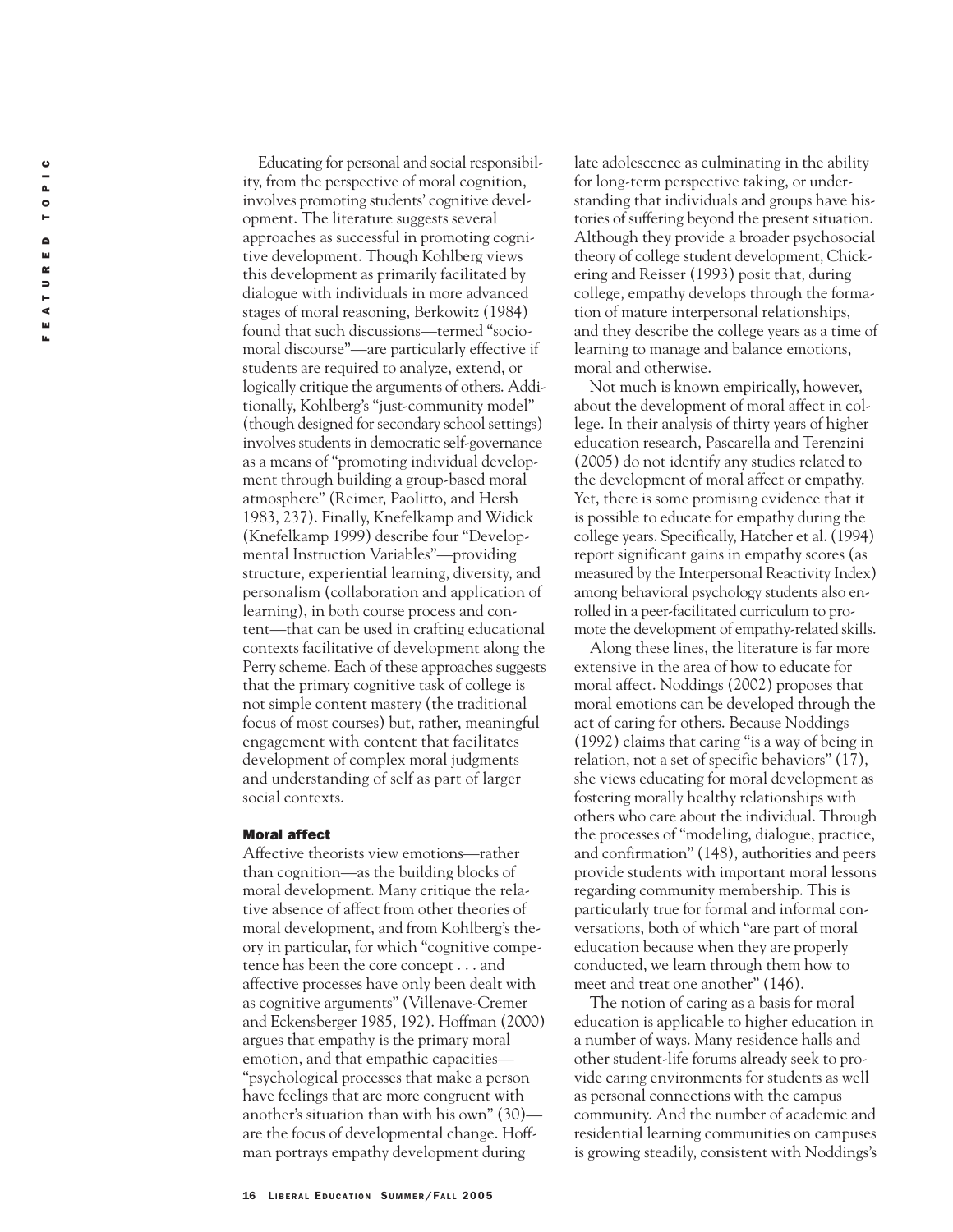Educating for personal and social responsibility, from the perspective of moral cognition, involves promoting students' cognitive development. The literature suggests several approaches as successful in promoting cognitive development. Though Kohlberg views this development as primarily facilitated by dialogue with individuals in more advanced stages of moral reasoning, Berkowitz (1984) found that such discussions—termed "sociomoral discourse"—are particularly effective if students are required to analyze, extend, or logically critique the arguments of others. Additionally, Kohlberg's "just-community model" (though designed for secondary school settings) involves students in democratic self-governance as a means of "promoting individual development through building a group-based moral atmosphere" (Reimer, Paolitto, and Hersh 1983, 237). Finally, Knefelkamp and Widick (Knefelkamp 1999) describe four "Developmental Instruction Variables"—providing structure, experiential learning, diversity, and personalism (collaboration and application of learning), in both course process and content—that can be used in crafting educational contexts facilitative of development along the Perry scheme. Each of these approaches suggests that the primary cognitive task of college is not simple content mastery (the traditional focus of most courses) but, rather, meaningful engagement with content that facilitates development of complex moral judgments and understanding of self as part of larger social contexts.

### Moral affect

Affective theorists view emotions—rather than cognition—as the building blocks of moral development. Many critique the relative absence of affect from other theories of moral development, and from Kohlberg's theory in particular, for which "cognitive competence has been the core concept . . . and affective processes have only been dealt with as cognitive arguments" (Villenave-Cremer and Eckensberger 1985, 192). Hoffman (2000) argues that empathy is the primary moral emotion, and that empathic capacities—"psychological processes that make a person have feelings that are more congruent with another's situation than with his own" (30)—are the focus of developmental change. Hoffman portrays empathy development during late adolescence as culminating in the ability for long-term perspective taking, or understanding that individuals and groups have histories of suffering beyond the present situation. Although they provide a broader psychosocial theory of college student development, Chickering and Reisser (1993) posit that, during college, empathy develops through the formation of mature interpersonal relationships, and they describe the college years as a time of learning to manage and balance emotions, moral and otherwise.

Not much is known empirically, however, about the development of moral affect in college. In their analysis of thirty years of higher education research, Pascarella and Terenzini (2005) do not identify any studies related to the development of moral affect or empathy. Yet, there is some promising evidence that it is possible to educate for empathy during the college years. Specifically, Hatcher et al. (1994) report significant gains in empathy scores (as measured by the Interpersonal Reactivity Index) among behavioral psychology students also enrolled in a peer-facilitated curriculum to promote the development of empathy-related skills.

Along these lines, the literature is far more extensive in the area of how to educate for moral affect. Noddings (2002) proposes that moral emotions can be developed through the act of caring for others. Because Noddings (1992) claims that caring "is a way of being in relation, not a set of specific behaviors" (17), she views educating for moral development as fostering morally healthy relationships with others who care about the individual. Through the processes of "modeling, dialogue, practice, and confirmation" (148), authorities and peers provide students with important moral lessons regarding community membership. This is particularly true for formal and informal conversations, both of which "are part of moral education because when they are properly conducted, we learn through them how to meet and treat one another" (146).

The notion of caring as a basis for moral education is applicable to higher education in a number of ways. Many residence halls and other student-life forums already seek to provide caring environments for students as well as personal connections with the campus community. And the number of academic and residential learning communities on campuses is growing steadily, consistent with Noddings's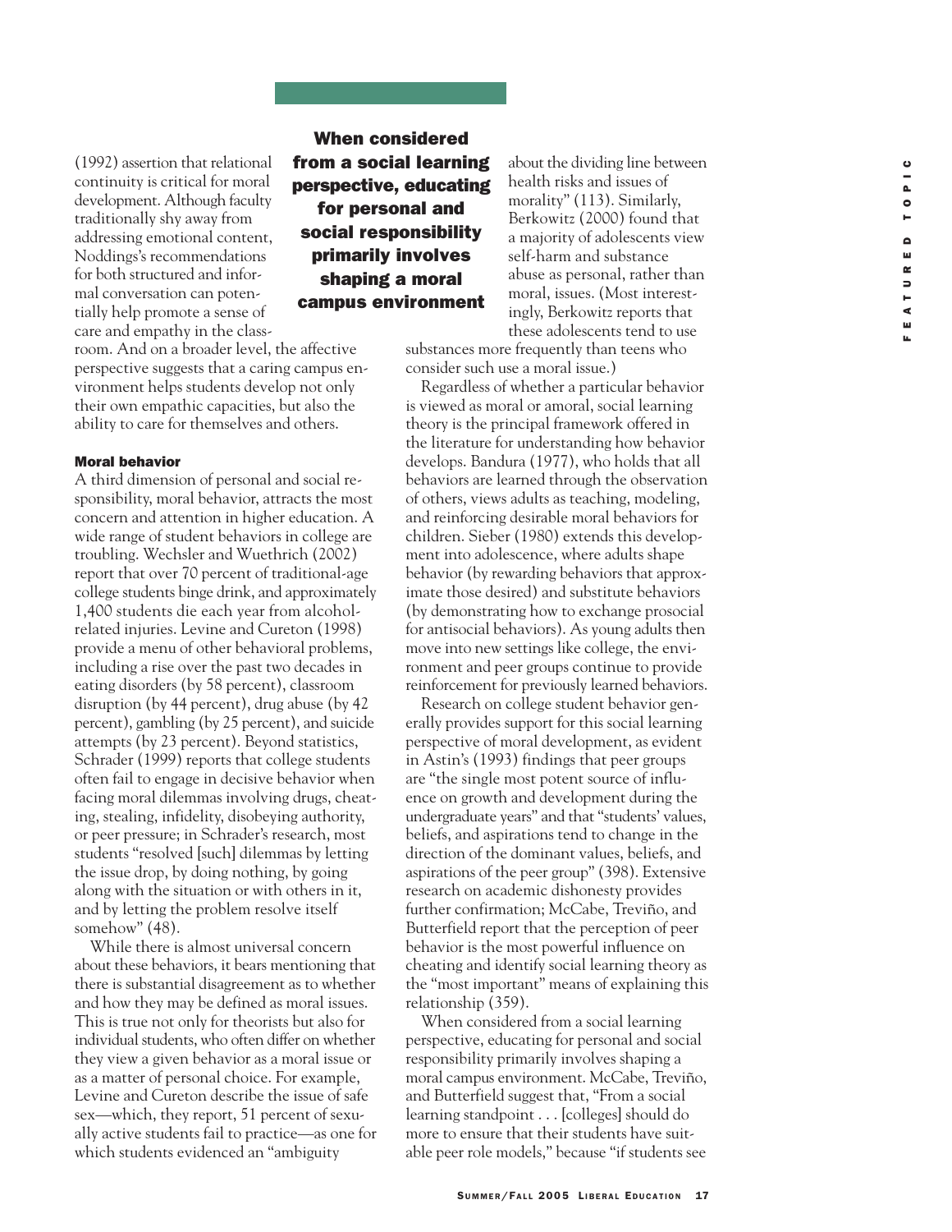(1992) assertion that relational continuity is critical for moral development. Although faculty traditionally shy away from addressing emotional content, Noddings's recommendations for both structured and informal conversation can potentially help promote a sense of care and empathy in the classroom. And on a broader level, the affective perspective suggests that a caring campus environment helps students develop not only their own empathic capacities, but also the ability to care for themselves and others.

**When considered from a social learning perspective, educating for personal and social responsibility primarily involves shaping a moral campus environment**

### Moral behavior

A third dimension of personal and social responsibility, moral behavior, attracts the most concern and attention in higher education. A wide range of student behaviors in college are troubling. Wechsler and Wuethrich (2002) report that over 70 percent of traditional-age college students binge drink, and approximately 1,400 students die each year from alcohol-related injuries. Levine and Cureton (1998) provide a menu of other behavioral problems, including a rise over the past two decades in eating disorders (by 58 percent), classroom disruption (by 44 percent), drug abuse (by 42 percent), gambling (by 25 percent), and suicide attempts (by 23 percent). Beyond statistics, Schrader (1999) reports that college students often fail to engage in decisive behavior when facing moral dilemmas involving drugs, cheating, stealing, infidelity, disobeying authority, or peer pressure; in Schrader's research, most students "resolved [such] dilemmas by letting the issue drop, by doing nothing, by going along with the situation or with others in it, and by letting the problem resolve itself somehow" (48).

While there is almost universal concern about these behaviors, it bears mentioning that there is substantial disagreement as to whether and how they may be defined as moral issues. This is true not only for theorists but also for individual students, who often differ on whether they view a given behavior as a moral issue or as a matter of personal choice. For example, Levine and Cureton describe the issue of safe sex—which, they report, 51 percent of sexually active students fail to practice—as one for which students evidenced an "ambiguity about the dividing line between health risks and issues of morality" (113). Similarly, Berkowitz (2000) found that a majority of adolescents view self-harm and substance abuse as personal, rather than moral, issues. (Most interestingly, Berkowitz reports that these adolescents tend to use substances more frequently than teens who consider such use a moral issue.)

Regardless of whether a particular behavior is viewed as moral or amoral, social learning theory is the principal framework offered in the literature for understanding how behavior develops. Bandura (1977), who holds that all behaviors are learned through the observation of others, views adults as teaching, modeling, and reinforcing desirable moral behaviors for children. Sieber (1980) extends this development into adolescence, where adults shape behavior (by rewarding behaviors that approximate those desired) and substitute behaviors (by demonstrating how to exchange prosocial for antisocial behaviors). As young adults then move into new settings like college, the environment and peer groups continue to provide reinforcement for previously learned behaviors.

Research on college student behavior generally provides support for this social learning perspective of moral development, as evident in Astin's (1993) findings that peer groups are "the single most potent source of influence on growth and development during the undergraduate years" and that "students' values, beliefs, and aspirations tend to change in the direction of the dominant values, beliefs, and aspirations of the peer group" (398). Extensive research on academic dishonesty provides further confirmation; McCabe, Treviño, and Butterfield report that the perception of peer behavior is the most powerful influence on cheating and identify social learning theory as the "most important" means of explaining this relationship (359).

When considered from a social learning perspective, educating for personal and social responsibility primarily involves shaping a moral campus environment. McCabe, Treviño, and Butterfield suggest that, "From a social learning standpoint . . . [colleges] should do more to ensure that their students have suitable peer role models," because "if students see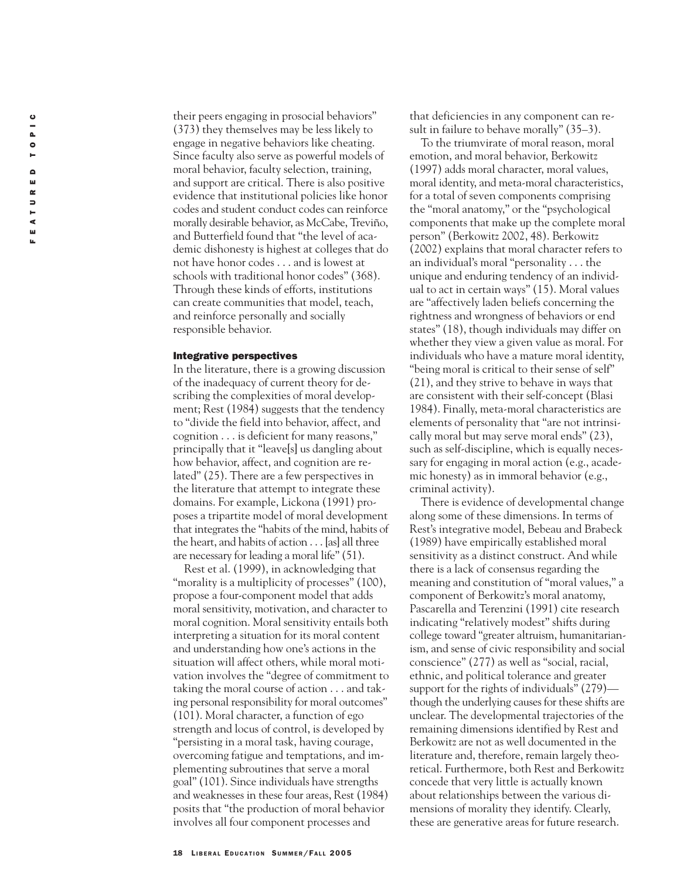their peers engaging in prosocial behaviors" (373) they themselves may be less likely to engage in negative behaviors like cheating. Since faculty also serve as powerful models of moral behavior, faculty selection, training, and support are critical. There is also positive evidence that institutional policies like honor codes and student conduct codes can reinforce morally desirable behavior, as McCabe, Treviño, and Butterfield found that "the level of academic dishonesty is highest at colleges that do not have honor codes . . . and is lowest at schools with traditional honor codes" (368). Through these kinds of efforts, institutions can create communities that model, teach, and reinforce personally and socially responsible behavior.

### Integrative perspectives

In the literature, there is a growing discussion of the inadequacy of current theory for describing the complexities of moral development; Rest (1984) suggests that the tendency to "divide the field into behavior, affect, and cognition . . . is deficient for many reasons," principally that it "leave[s] us dangling about how behavior, affect, and cognition are related" (25). There are a few perspectives in the literature that attempt to integrate these domains. For example, Lickona (1991) proposes a tripartite model of moral development that integrates the "habits of the mind, habits of the heart, and habits of action . . . [as] all three are necessary for leading a moral life" (51).

Rest et al. (1999), in acknowledging that "morality is a multiplicity of processes" (100), propose a four-component model that adds moral sensitivity, motivation, and character to moral cognition. Moral sensitivity entails both interpreting a situation for its moral content and understanding how one's actions in the situation will affect others, while moral motivation involves the "degree of commitment to taking the moral course of action . . . and taking personal responsibility for moral outcomes" (101). Moral character, a function of ego strength and locus of control, is developed by "persisting in a moral task, having courage, overcoming fatigue and temptations, and implementing subroutines that serve a moral goal" (101). Since individuals have strengths and weaknesses in these four areas, Rest (1984) posits that "the production of moral behavior involves all four component processes and that deficiencies in any component can result in failure to behave morally" (35–3).

To the triumvirate of moral reason, moral emotion, and moral behavior, Berkowitz (1997) adds moral character, moral values, moral identity, and meta-moral characteristics, for a total of seven components comprising the "moral anatomy," or the "psychological components that make up the complete moral person" (Berkowitz 2002, 48). Berkowitz (2002) explains that moral character refers to an individual's moral "personality . . . the unique and enduring tendency of an individual to act in certain ways" (15). Moral values are "affectively laden beliefs concerning the rightness and wrongness of behaviors or end states" (18), though individuals may differ on whether they view a given value as moral. For individuals who have a mature moral identity, "being moral is critical to their sense of self" (21), and they strive to behave in ways that are consistent with their self-concept (Blasi 1984). Finally, meta-moral characteristics are elements of personality that "are not intrinsically moral but may serve moral ends" (23), such as self-discipline, which is equally necessary for engaging in moral action (e.g., academic honesty) as in immoral behavior (e.g., criminal activity).

There is evidence of developmental change along some of these dimensions. In terms of Rest's integrative model, Bebeau and Brabeck (1989) have empirically established moral sensitivity as a distinct construct. And while there is a lack of consensus regarding the meaning and constitution of "moral values," a component of Berkowitz's moral anatomy, Pascarella and Terenzini (1991) cite research indicating "relatively modest" shifts during college toward "greater altruism, humanitarianism, and sense of civic responsibility and social conscience" (277) as well as "social, racial, ethnic, and political tolerance and greater support for the rights of individuals" (279)—though the underlying causes for these shifts are unclear. The developmental trajectories of the remaining dimensions identified by Rest and Berkowitz are not as well documented in the literature and, therefore, remain largely theoretical. Furthermore, both Rest and Berkowitz concede that very little is actually known about relationships between the various dimensions of morality they identify. Clearly, these are generative areas for future research.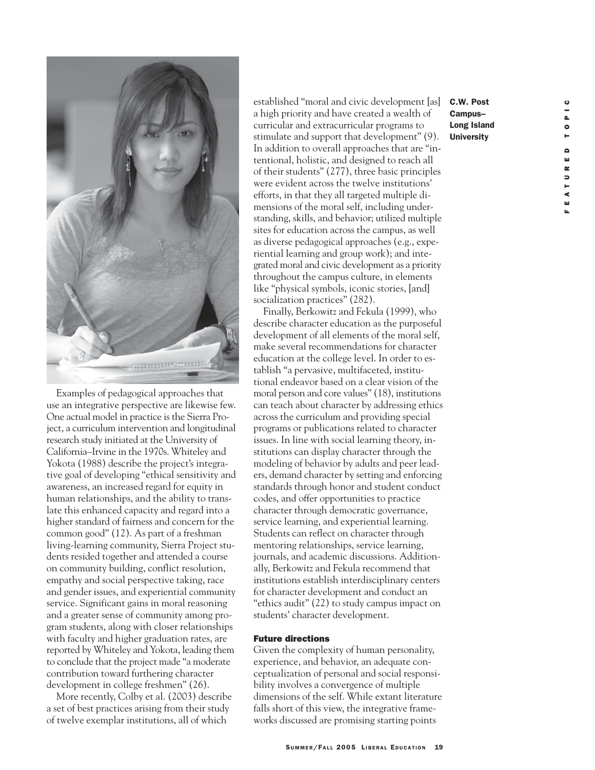Examples of pedagogical approaches that use an integrative perspective are likewise few. One actual model in practice is the Sierra Project, a curriculum intervention and longitudinal research study initiated at the University of California–Irvine in the 1970s. Whiteley and Yokota (1988) describe the project's integrative goal of developing "ethical sensitivity and awareness, an increased regard for equity in human relationships, and the ability to translate this enhanced capacity and regard into a higher standard of fairness and concern for the common good" (12). As part of a freshman living-learning community, Sierra Project students resided together and attended a course on community building, conflict resolution, empathy and social perspective taking, race and gender issues, and experiential community service. Significant gains in moral reasoning and a greater sense of community among program students, along with closer relationships with faculty and higher graduation rates, are reported by Whiteley and Yokota, leading them to conclude that the project made "a moderate contribution toward furthering character development in college freshmen" (26).

More recently, Colby et al. (2003) describe a set of best practices arising from their study of twelve exemplar institutions, all of which established "moral and civic development [as] a high priority and have created a wealth of curricular and extracurricular programs to stimulate and support that development" (9). In addition to overall approaches that are "intentional, holistic, and designed to reach all of their students" (277), three basic principles were evident across the twelve institutions' efforts, in that they all targeted multiple dimensions of the moral self, including understanding, skills, and behavior; utilized multiple sites for education across the campus, as well as diverse pedagogical approaches (e.g., experiential learning and group work); and integrated moral and civic development as a priority throughout the campus culture, in elements like "physical symbols, iconic stories, [and] socialization practices" (282).

Finally, Berkowitz and Fekula (1999), who describe character education as the purposeful development of all elements of the moral self, make several recommendations for character education at the college level. In order to establish "a pervasive, multifaceted, institutional endeavor based on a clear vision of the moral person and core values" (18), institutions can teach about character by addressing ethics across the curriculum and providing special programs or publications related to character issues. In line with social learning theory, institutions can display character through the modeling of behavior by adults and peer leaders, demand character by setting and enforcing standards through honor and student conduct codes, and offer opportunities to practice character through democratic governance, service learning, and experiential learning. Students can reflect on character through mentoring relationships, service learning, journals, and academic discussions. Additionally, Berkowitz and Fekula recommend that institutions establish interdisciplinary centers for character development and conduct an "ethics audit" (22) to study campus impact on students' character development.

**C.W. Post Campus–Long Island University**

#### Future directions

Given the complexity of human personality, experience, and behavior, an adequate conceptualization of personal and social responsibility involves a convergence of multiple dimensions of the self. While extant literature falls short of this view, the integrative frameworks discussed are promising starting points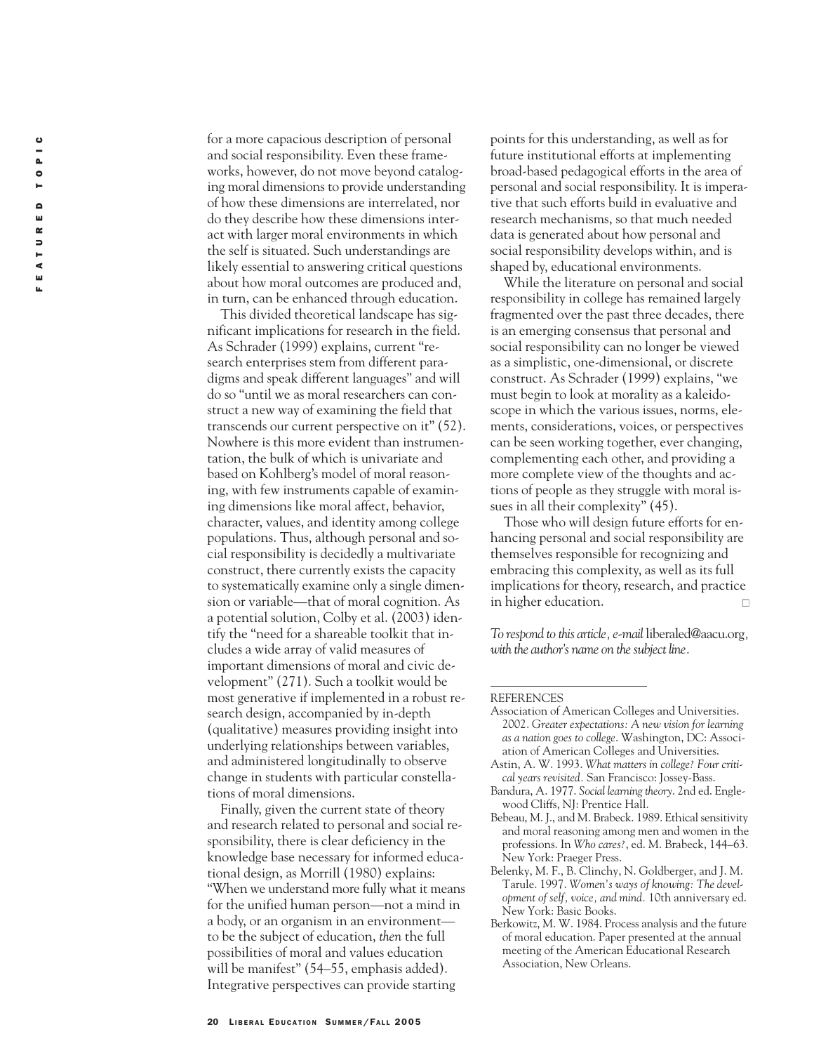for a more capacious description of personal and social responsibility. Even these frameworks, however, do not move beyond cataloging moral dimensions to provide understanding of how these dimensions are interrelated, nor do they describe how these dimensions interact with larger moral environments in which the self is situated. Such understandings are likely essential to answering critical questions about how moral outcomes are produced and, in turn, can be enhanced through education.

This divided theoretical landscape has significant implications for research in the field. As Schrader (1999) explains, current "research enterprises stem from different paradigms and speak different languages" and will do so "until we as moral researchers can construct a new way of examining the field that transcends our current perspective on it" (52). Nowhere is this more evident than instrumentation, the bulk of which is univariate and based on Kohlberg's model of moral reasoning, with few instruments capable of examining dimensions like moral affect, behavior, character, values, and identity among college populations. Thus, although personal and social responsibility is decidedly a multivariate construct, there currently exists the capacity to systematically examine only a single dimension or variable—that of moral cognition. As a potential solution, Colby et al. (2003) identify the "need for a shareable toolkit that includes a wide array of valid measures of important dimensions of moral and civic development" (271). Such a toolkit would be most generative if implemented in a robust research design, accompanied by in-depth (qualitative) measures providing insight into underlying relationships between variables, and administered longitudinally to observe change in students with particular constellations of moral dimensions.

Finally, given the current state of theory and research related to personal and social responsibility, there is clear deficiency in the knowledge base necessary for informed educational design, as Morrill (1980) explains: "When we understand more fully what it means for the unified human person—not a mind in a body, or an organism in an environment—to be the subject of education, *then* the full possibilities of moral and values education will be manifest" (54–55, emphasis added). Integrative perspectives can provide starting points for this understanding, as well as for future institutional efforts at implementing broad-based pedagogical efforts in the area of personal and social responsibility. It is imperative that such efforts build in evaluative and research mechanisms, so that much needed data is generated about how personal and social responsibility develops within, and is shaped by, educational environments.

While the literature on personal and social responsibility in college has remained largely fragmented over the past three decades, there is an emerging consensus that personal and social responsibility can no longer be viewed as a simplistic, one-dimensional, or discrete construct. As Schrader (1999) explains, "we must begin to look at morality as a kaleidoscope in which the various issues, norms, elements, considerations, voices, or perspectives can be seen working together, ever changing, complementing each other, and providing a more complete view of the thoughts and actions of people as they struggle with moral issues in all their complexity" (45).

Those who will design future efforts for enhancing personal and social responsibility are themselves responsible for recognizing and embracing this complexity, as well as its full implications for theory, research, and practice in higher education. □

*To respond to this article, e-mail* liberaled@aacu.org, *with the author's name on the subject line.*

REFERENCES

Association of American Colleges and Universities. 2002. *Greater expectations: A new vision for learning as a nation goes to college*. Washington, DC: Association of American Colleges and Universities.

Astin, A. W. 1993. *What matters in college? Four critical years revisited.* San Francisco: Jossey-Bass.

Bandura, A. 1977. *Social learning theory*. 2nd ed. Englewood Cliffs, NJ: Prentice Hall.

Bebeau, M. J., and M. Brabeck. 1989. Ethical sensitivity and moral reasoning among men and women in the professions. In *Who cares?*, ed. M. Brabeck, 144–63. New York: Praeger Press.

Belenky, M. F., B. Clinchy, N. Goldberger, and J. M. Tarule. 1997. *Women's ways of knowing: The development of self, voice, and mind.* 10th anniversary ed. New York: Basic Books.

Berkowitz, M. W. 1984. Process analysis and the future of moral education. Paper presented at the annual meeting of the American Educational Research Association, New Orleans.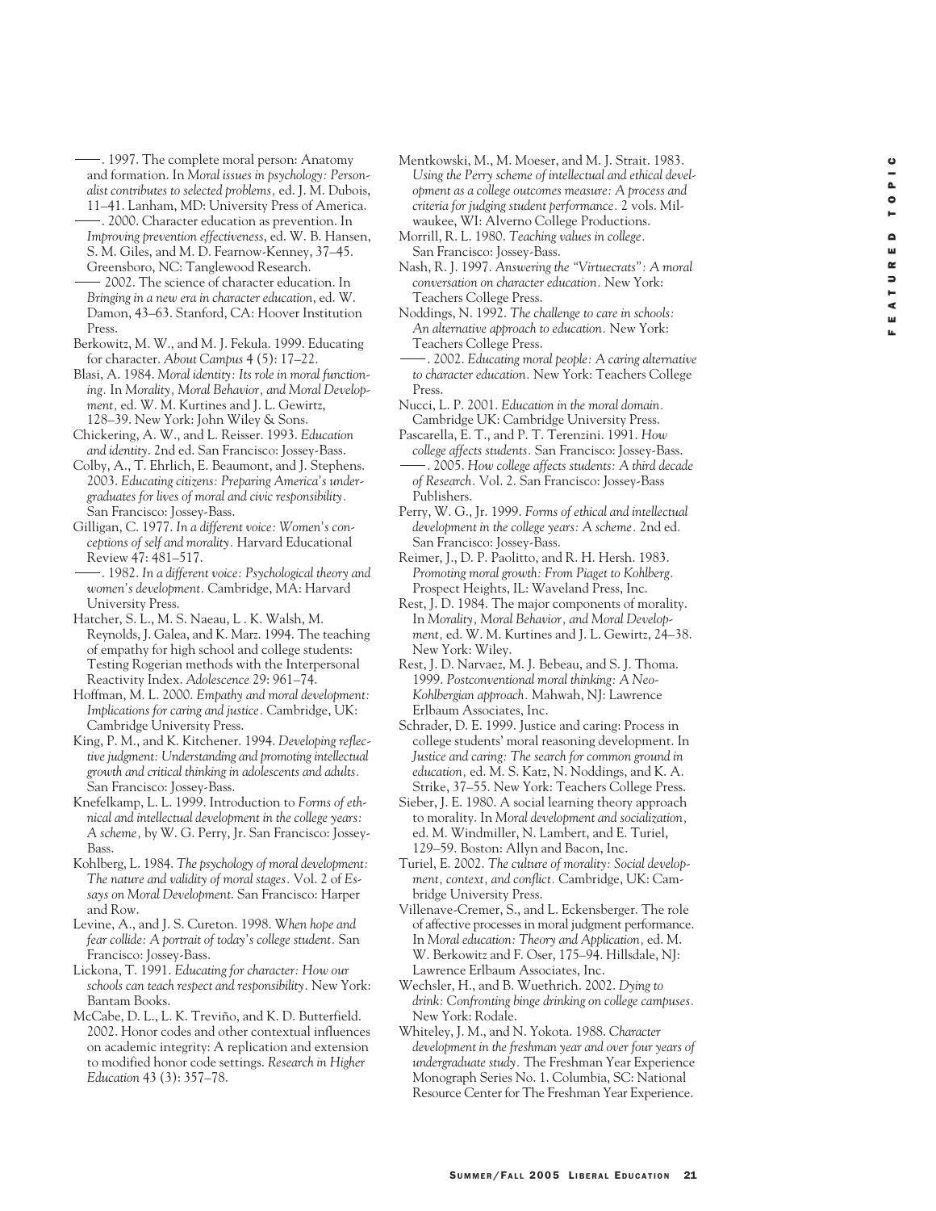———. 1997. The complete moral person: Anatomy and formation. In *Moral issues in psychology: Personalist contributes to selected problems,* ed. J. M. Dubois, 11–41. Lanham, MD: University Press of America.

———. 2000. Character education as prevention. In *Improving prevention effectiveness*, ed. W. B. Hansen, S. M. Giles, and M. D. Fearnow-Kenney, 37–45. Greensboro, NC: Tanglewood Research.

——— 2002. The science of character education. In *Bringing in a new era in character education*, ed. W. Damon, 43–63. Stanford, CA: Hoover Institution Press.

Berkowitz, M. W., and M. J. Fekula. 1999. Educating for character. *About Campus* 4 (5): 17–22.

Blasi, A. 1984. *Moral identity: Its role in moral functioning.* In *Morality, Moral Behavior, and Moral Development,* ed. W. M. Kurtines and J. L. Gewirtz, 128–39. New York: John Wiley & Sons.

Chickering, A. W., and L. Reisser. 1993. *Education and identity*. 2nd ed. San Francisco: Jossey-Bass.

Colby, A., T. Ehrlich, E. Beaumont, and J. Stephens. 2003. *Educating citizens: Preparing America's undergraduates for lives of moral and civic responsibility.* San Francisco: Jossey-Bass.

Gilligan, C. 1977. *In a different voice: Women's conceptions of self and morality.* Harvard Educational Review 47: 481–517.

———. 1982. *In a different voice: Psychological theory and women's development.* Cambridge, MA: Harvard University Press.

Hatcher, S. L., M. S. Naeau, L . K. Walsh, M. Reynolds, J. Galea, and K. Marz. 1994. The teaching of empathy for high school and college students: Testing Rogerian methods with the Interpersonal Reactivity Index. *Adolescence* 29: 961–74.

Hoffman, M. L. 2000. *Empathy and moral development: Implications for caring and justice.* Cambridge, UK: Cambridge University Press.

King, P. M., and K. Kitchener. 1994. *Developing reflective judgment: Understanding and promoting intellectual growth and critical thinking in adolescents and adults.* San Francisco: Jossey-Bass.

Knefelkamp, L. L. 1999. Introduction to *Forms of ethnical and intellectual development in the college years: A scheme,* by W. G. Perry, Jr. San Francisco: Jossey-Bass.

Kohlberg, L. 1984. *The psychology of moral development: The nature and validity of moral stages.* Vol. 2 of *Essays on Moral Development.* San Francisco: Harper and Row.

Levine, A., and J. S. Cureton. 1998. *When hope and fear collide: A portrait of today's college student.* San Francisco: Jossey-Bass.

Lickona, T. 1991. *Educating for character: How our schools can teach respect and responsibility.* New York: Bantam Books.

McCabe, D. L., L. K. Treviño, and K. D. Butterfield. 2002. Honor codes and other contextual influences on academic integrity: A replication and extension to modified honor code settings. *Research in Higher Education* 43 (3): 357–78.

Mentkowski, M., M. Moeser, and M. J. Strait. 1983. *Using the Perry scheme of intellectual and ethical development as a college outcomes measure: A process and criteria for judging student performance.* 2 vols. Milwaukee, WI: Alverno College Productions.

Morrill, R. L. 1980. *Teaching values in college.* San Francisco: Jossey-Bass.

Nash, R. J. 1997. *Answering the "Virtuecrats": A moral conversation on character education.* New York: Teachers College Press.

Noddings, N. 1992. *The challenge to care in schools: An alternative approach to education.* New York: Teachers College Press.

———. 2002. *Educating moral people: A caring alternative to character education.* New York: Teachers College Press.

Nucci, L. P. 2001. *Education in the moral domain.* Cambridge UK: Cambridge University Press.

Pascarella, E. T., and P. T. Terenzini. 1991. *How college affects students.* San Francisco: Jossey-Bass.

———. 2005. *How college affects students: A third decade of Research.* Vol. 2. San Francisco: Jossey-Bass Publishers.

Perry, W. G., Jr. 1999. *Forms of ethical and intellectual development in the college years: A scheme.* 2nd ed. San Francisco: Jossey-Bass.

Reimer, J., D. P. Paolitto, and R. H. Hersh. 1983. *Promoting moral growth: From Piaget to Kohlberg.* Prospect Heights, IL: Waveland Press, Inc.

Rest, J. D. 1984. The major components of morality. In *Morality, Moral Behavior, and Moral Development,* ed. W. M. Kurtines and J. L. Gewirtz, 24–38. New York: Wiley.

Rest, J. D. Narvaez, M. J. Bebeau, and S. J. Thoma. 1999. *Postconventional moral thinking: A Neo-Kohlbergian approach.* Mahwah, NJ: Lawrence Erlbaum Associates, Inc.

Schrader, D. E. 1999. Justice and caring: Process in college students' moral reasoning development. In *Justice and caring: The search for common ground in education,* ed. M. S. Katz, N. Noddings, and K. A. Strike, 37–55. New York: Teachers College Press.

Sieber, J. E. 1980. A social learning theory approach to morality. In *Moral development and socialization,* ed. M. Windmiller, N. Lambert, and E. Turiel, 129–59. Boston: Allyn and Bacon, Inc.

Turiel, E. 2002. *The culture of morality: Social development, context, and conflict.* Cambridge, UK: Cambridge University Press.

Villenave-Cremer, S., and L. Eckensberger. The role of affective processes in moral judgment performance. In *Moral education: Theory and Application,* ed. M. W. Berkowitz and F. Oser, 175–94. Hillsdale, NJ: Lawrence Erlbaum Associates, Inc.

Wechsler, H., and B. Wuethrich. 2002. *Dying to drink: Confronting binge drinking on college campuses.* New York: Rodale.

Whiteley, J. M., and N. Yokota. 1988. *Character development in the freshman year and over four years of undergraduate study.* The Freshman Year Experience Monograph Series No. 1. Columbia, SC: National Resource Center for The Freshman Year Experience.